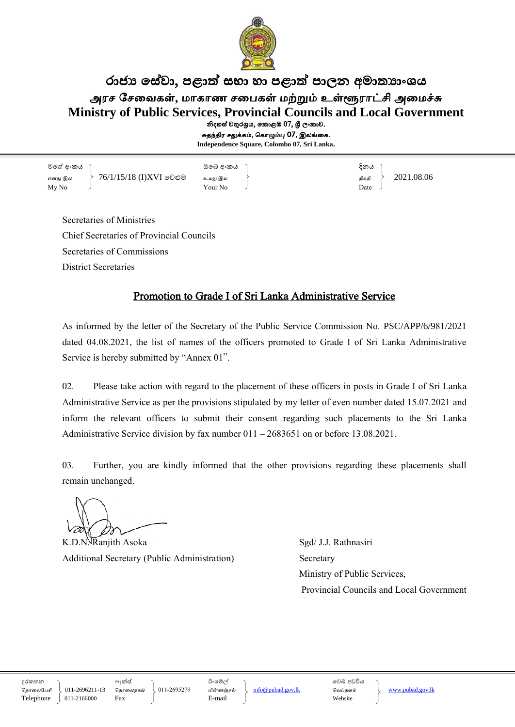# රාජ්‍ය සේවා, පළාත් සභා හා පළාත් පාලන අමාත්‍යාංශය
# அரச சேவைகள், மாகாண சபைகள் மற்றும் உள்ளூராட்சி அமைச்சு
# Ministry of Public Services, Provincial Councils and Local Government

නිදහස් චතුරශ්‍රය, කොළඹ 07, ශ්‍රී ලංකාව.
சுதந்திர சதுக்கம், கொழும்பு 07, இலங்கை.
**Independence Square, Colombo 07, Sri Lanka.**

| මගේ අංකය / எனது இல / My No | 76/1/15/18 (I)XVI වෙළුම | ඔබේ අංකය / உமது இல / Your No | | දිනය / திகதி / Date | 2021.08.06 |
|---|---|---|---|---|---|

Secretaries of Ministries
Chief Secretaries of Provincial Councils
Secretaries of Commissions
District Secretaries

## Promotion to Grade I of Sri Lanka Administrative Service

As informed by the letter of the Secretary of the Public Service Commission No. PSC/APP/6/981/2021 dated 04.08.2021, the list of names of the officers promoted to Grade I of Sri Lanka Administrative Service is hereby submitted by "Annex 01".

02. Please take action with regard to the placement of these officers in posts in Grade I of Sri Lanka Administrative Service as per the provisions stipulated by my letter of even number dated 15.07.2021 and inform the relevant officers to submit their consent regarding such placements to the Sri Lanka Administrative Service division by fax number 011 – 2683651 on or before 13.08.2021.

03. Further, you are kindly informed that the other provisions regarding these placements shall remain unchanged.

K.D.N. Ranjith Asoka
Additional Secretary (Public Administration)

Sgd/ J.J. Rathnasiri
Secretary
Ministry of Public Services,
Provincial Councils and Local Government

| දුරකතන / தொலைபேசி / Telephone | 011-2696211-13 011-2166000 | ෆැක්ස් / தொலைநகல் / Fax | 011-2695279 | ඊ-මේල් / மின்னஞ்சல் / E-mail | info@pubad.gov.lk | වෙබ් අඩවිය / வெப்தளம் / Website | www.pubad.gov.lk |
|---|---|---|---|---|---|---|---|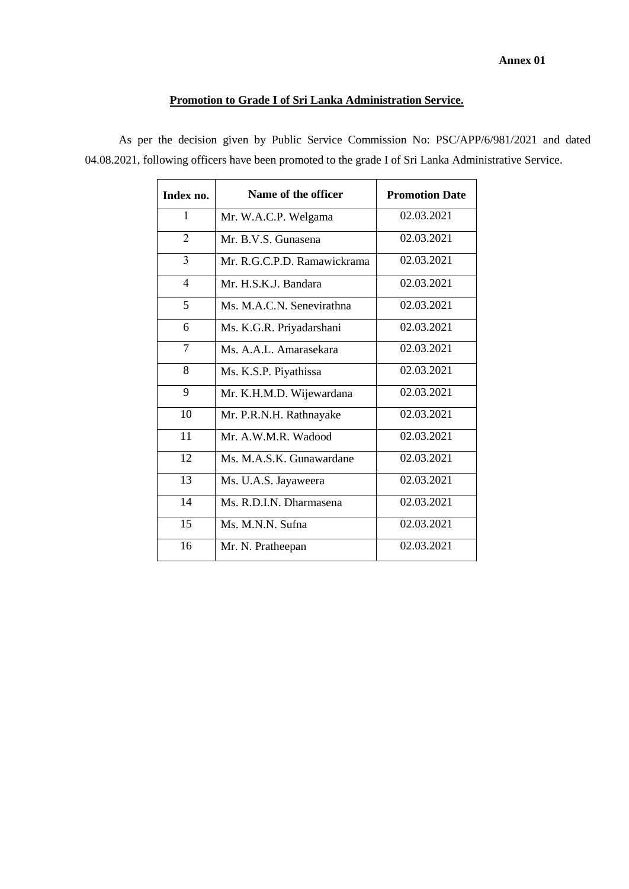**Annex 01**

## Promotion to Grade I of Sri Lanka Administration Service.

As per the decision given by Public Service Commission No: PSC/APP/6/981/2021 and dated 04.08.2021, following officers have been promoted to the grade I of Sri Lanka Administrative Service.

| Index no. | Name of the officer | Promotion Date |
|---|---|---|
| 1 | Mr. W.A.C.P. Welgama | 02.03.2021 |
| 2 | Mr. B.V.S. Gunasena | 02.03.2021 |
| 3 | Mr. R.G.C.P.D. Ramawickrama | 02.03.2021 |
| 4 | Mr. H.S.K.J. Bandara | 02.03.2021 |
| 5 | Ms. M.A.C.N. Senevirathna | 02.03.2021 |
| 6 | Ms. K.G.R. Priyadarshani | 02.03.2021 |
| 7 | Ms. A.A.L. Amarasekara | 02.03.2021 |
| 8 | Ms. K.S.P. Piyathissa | 02.03.2021 |
| 9 | Mr. K.H.M.D. Wijewardana | 02.03.2021 |
| 10 | Mr. P.R.N.H. Rathnayake | 02.03.2021 |
| 11 | Mr. A.W.M.R. Wadood | 02.03.2021 |
| 12 | Ms. M.A.S.K. Gunawardane | 02.03.2021 |
| 13 | Ms. U.A.S. Jayaweera | 02.03.2021 |
| 14 | Ms. R.D.I.N. Dharmasena | 02.03.2021 |
| 15 | Ms. M.N.N. Sufna | 02.03.2021 |
| 16 | Mr. N. Pratheepan | 02.03.2021 |